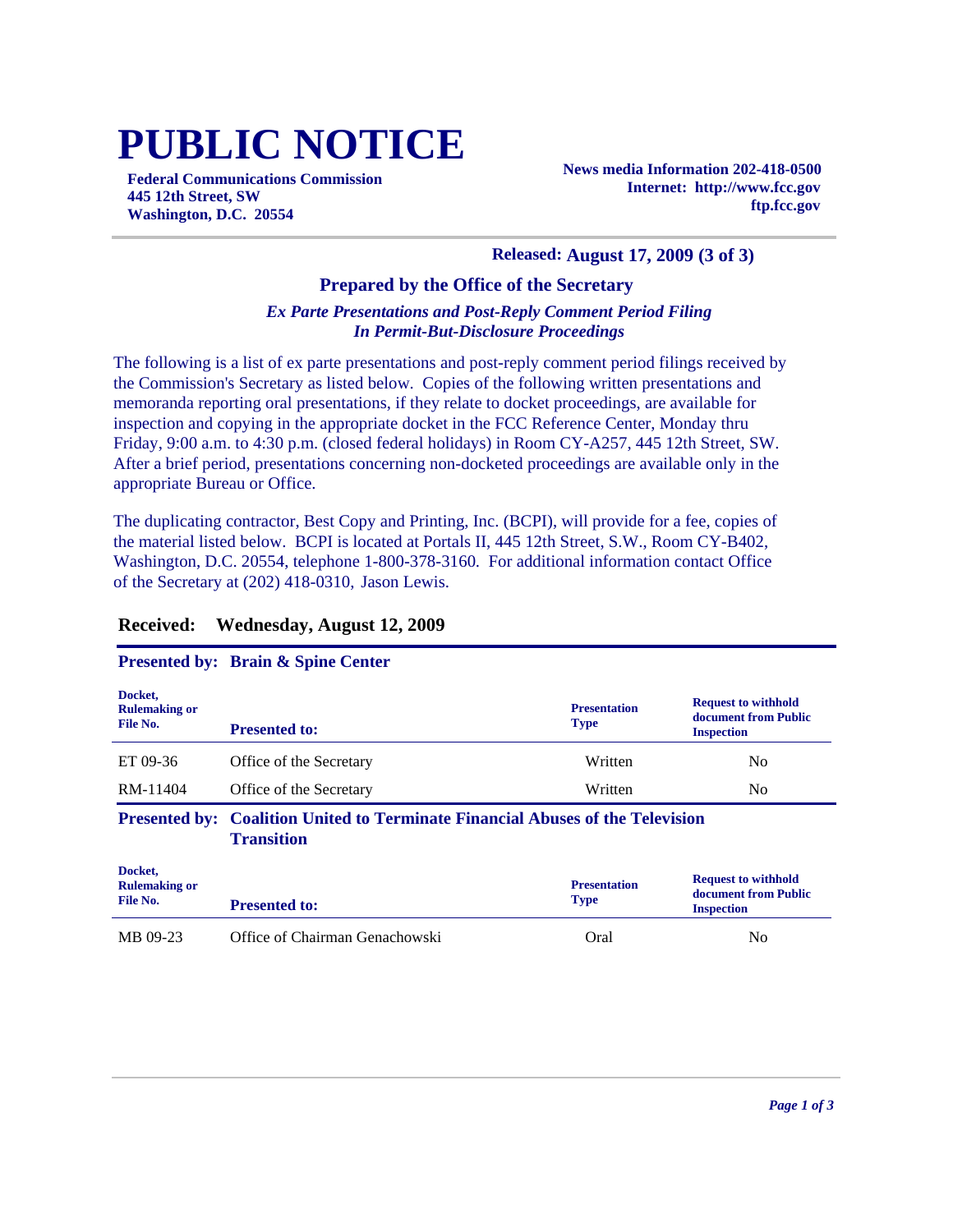# PUBLIC NOTICE

**Federal Communications Commission**
**445 12th Street, SW**
**Washington, D.C. 20554**

**News media Information 202-418-0500**
**Internet: http://www.fcc.gov**
**ftp.fcc.gov**

**Released: August 17, 2009 (3 of 3)**

### Prepared by the Office of the Secretary

***Ex Parte Presentations and Post-Reply Comment Period Filing In Permit-But-Disclosure Proceedings***

The following is a list of ex parte presentations and post-reply comment period filings received by the Commission's Secretary as listed below. Copies of the following written presentations and memoranda reporting oral presentations, if they relate to docket proceedings, are available for inspection and copying in the appropriate docket in the FCC Reference Center, Monday thru Friday, 9:00 a.m. to 4:30 p.m. (closed federal holidays) in Room CY-A257, 445 12th Street, SW. After a brief period, presentations concerning non-docketed proceedings are available only in the appropriate Bureau or Office.

The duplicating contractor, Best Copy and Printing, Inc. (BCPI), will provide for a fee, copies of the material listed below. BCPI is located at Portals II, 445 12th Street, S.W., Room CY-B402, Washington, D.C. 20554, telephone 1-800-378-3160. For additional information contact Office of the Secretary at (202) 418-0310, Jason Lewis.

## Received: Wednesday, August 12, 2009

**Presented by: Brain & Spine Center**

| Docket, Rulemaking or File No. | Presented to: | Presentation Type | Request to withhold document from Public Inspection |
|---|---|---|---|
| ET 09-36 | Office of the Secretary | Written | No |
| RM-11404 | Office of the Secretary | Written | No |

**Presented by: Coalition United to Terminate Financial Abuses of the Television Transition**

| Docket, Rulemaking or File No. | Presented to: | Presentation Type | Request to withhold document from Public Inspection |
|---|---|---|---|
| MB 09-23 | Office of Chairman Genachowski | Oral | No |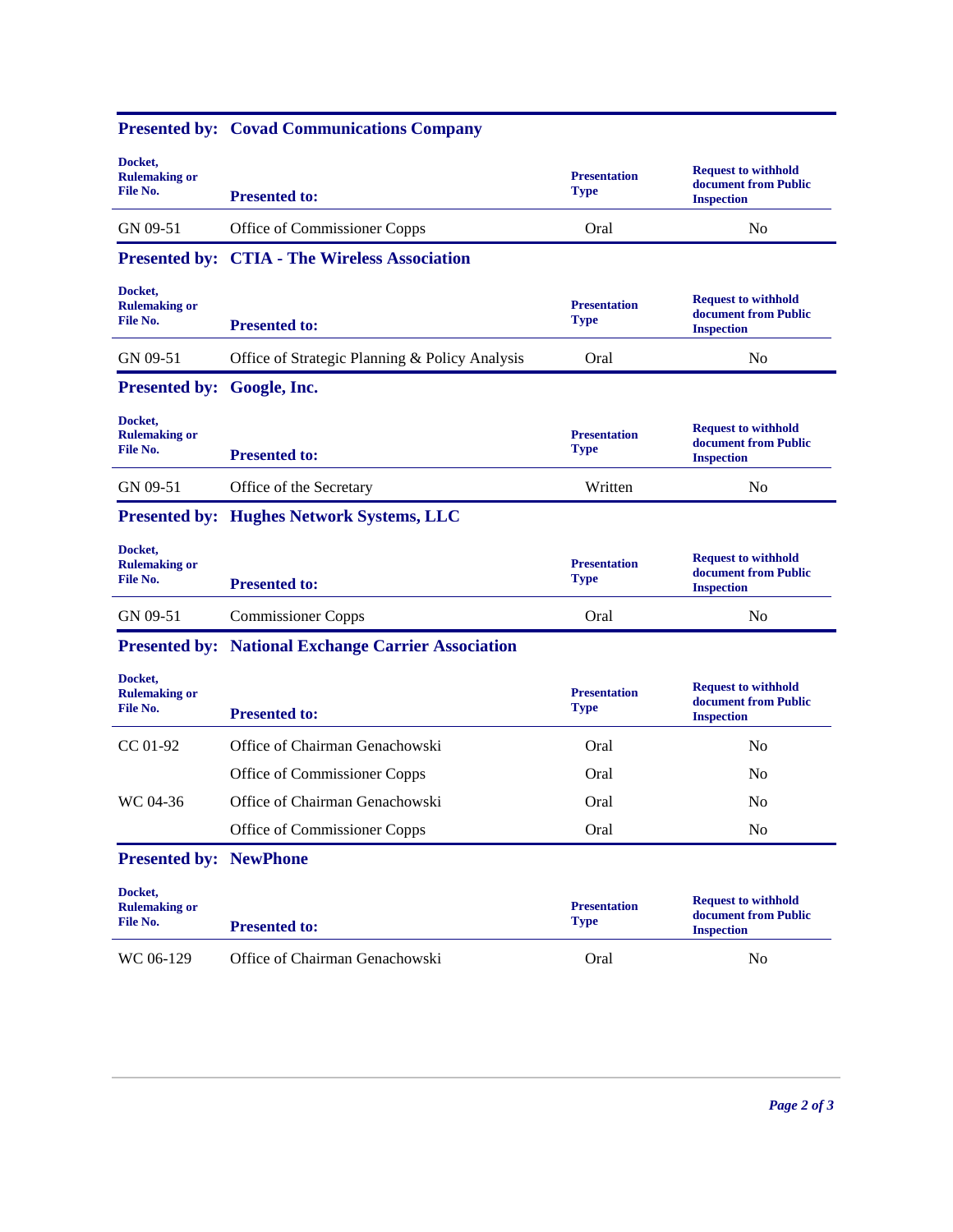## Presented by: Covad Communications Company

| Docket, Rulemaking or File No. | Presented to: | Presentation Type | Request to withhold document from Public Inspection |
|---|---|---|---|
| GN 09-51 | Office of Commissioner Copps | Oral | No |

## Presented by: CTIA - The Wireless Association

| Docket, Rulemaking or File No. | Presented to: | Presentation Type | Request to withhold document from Public Inspection |
|---|---|---|---|
| GN 09-51 | Office of Strategic Planning & Policy Analysis | Oral | No |

## Presented by: Google, Inc.

| Docket, Rulemaking or File No. | Presented to: | Presentation Type | Request to withhold document from Public Inspection |
|---|---|---|---|
| GN 09-51 | Office of the Secretary | Written | No |

## Presented by: Hughes Network Systems, LLC

| Docket, Rulemaking or File No. | Presented to: | Presentation Type | Request to withhold document from Public Inspection |
|---|---|---|---|
| GN 09-51 | Commissioner Copps | Oral | No |

## Presented by: National Exchange Carrier Association

| Docket, Rulemaking or File No. | Presented to: | Presentation Type | Request to withhold document from Public Inspection |
|---|---|---|---|
| CC 01-92 | Office of Chairman Genachowski | Oral | No |
| | Office of Commissioner Copps | Oral | No |
| WC 04-36 | Office of Chairman Genachowski | Oral | No |
| | Office of Commissioner Copps | Oral | No |

## Presented by: NewPhone

| Docket, Rulemaking or File No. | Presented to: | Presentation Type | Request to withhold document from Public Inspection |
|---|---|---|---|
| WC 06-129 | Office of Chairman Genachowski | Oral | No |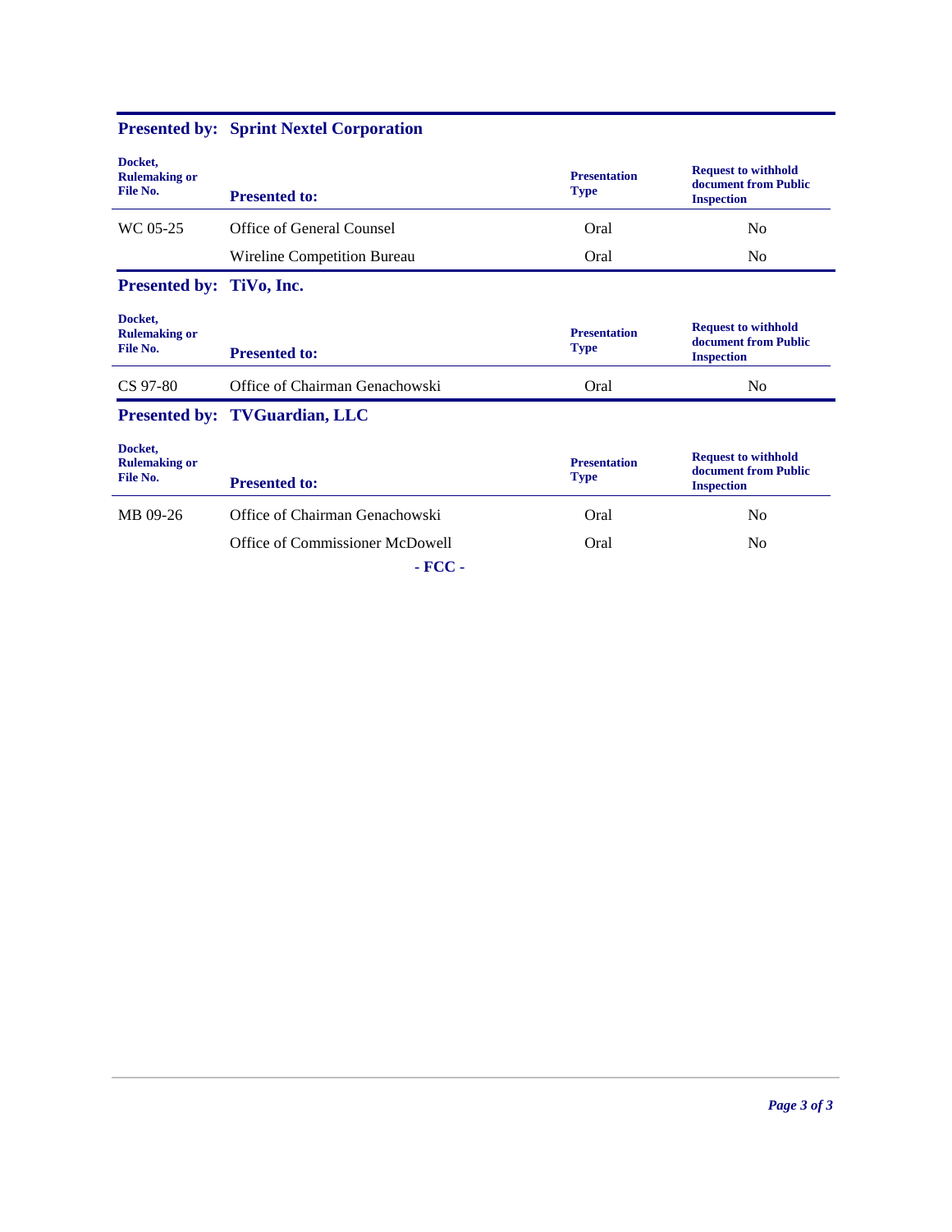## Presented by: Sprint Nextel Corporation

| Docket, Rulemaking or File No. | Presented to: | Presentation Type | Request to withhold document from Public Inspection |
|---|---|---|---|
| WC 05-25 | Office of General Counsel | Oral | No |
| | Wireline Competition Bureau | Oral | No |

## Presented by: TiVo, Inc.

| Docket, Rulemaking or File No. | Presented to: | Presentation Type | Request to withhold document from Public Inspection |
|---|---|---|---|
| CS 97-80 | Office of Chairman Genachowski | Oral | No |

## Presented by: TVGuardian, LLC

| Docket, Rulemaking or File No. | Presented to: | Presentation Type | Request to withhold document from Public Inspection |
|---|---|---|---|
| MB 09-26 | Office of Chairman Genachowski | Oral | No |
| | Office of Commissioner McDowell | Oral | No |

**- FCC -**